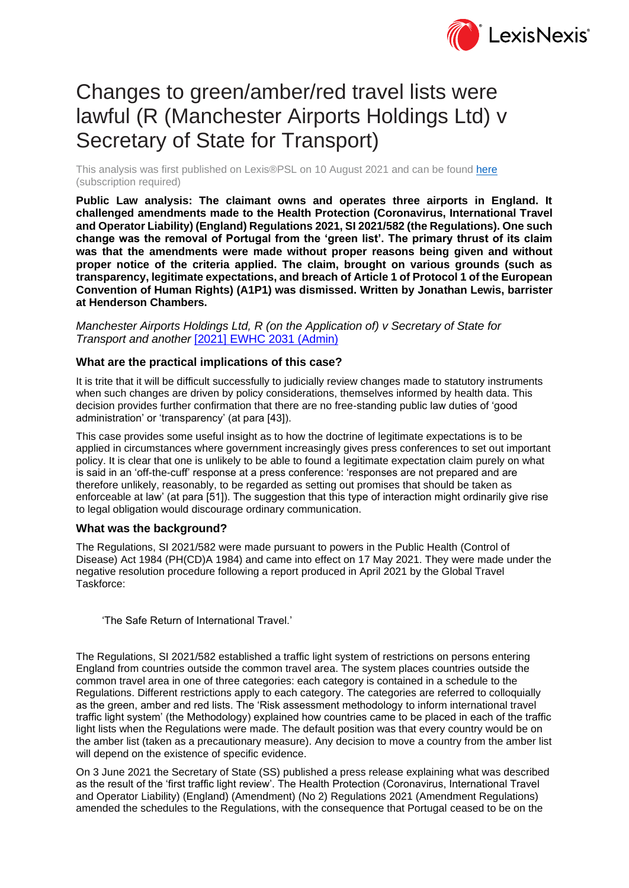# Changes to green/amber/red travel lists were lawful (R (Manchester Airports Holdings Ltd) v Secretary of State for Transport)

This analysis was first published on Lexis®PSL on 10 August 2021 and can be found here (subscription required)

**Public Law analysis: The claimant owns and operates three airports in England. It challenged amendments made to the Health Protection (Coronavirus, International Travel and Operator Liability) (England) Regulations 2021, SI 2021/582 (the Regulations). One such change was the removal of Portugal from the 'green list'. The primary thrust of its claim was that the amendments were made without proper reasons being given and without proper notice of the criteria applied. The claim, brought on various grounds (such as transparency, legitimate expectations, and breach of Article 1 of Protocol 1 of the European Convention of Human Rights) (A1P1) was dismissed. Written by Jonathan Lewis, barrister at Henderson Chambers.**

*Manchester Airports Holdings Ltd, R (on the Application of) v Secretary of State for Transport and another* [2021] EWHC 2031 (Admin)

### What are the practical implications of this case?

It is trite that it will be difficult successfully to judicially review changes made to statutory instruments when such changes are driven by policy considerations, themselves informed by health data. This decision provides further confirmation that there are no free-standing public law duties of 'good administration' or 'transparency' (at para [43]).

This case provides some useful insight as to how the doctrine of legitimate expectations is to be applied in circumstances where government increasingly gives press conferences to set out important policy. It is clear that one is unlikely to be able to found a legitimate expectation claim purely on what is said in an 'off-the-cuff' response at a press conference: 'responses are not prepared and are therefore unlikely, reasonably, to be regarded as setting out promises that should be taken as enforceable at law' (at para [51]). The suggestion that this type of interaction might ordinarily give rise to legal obligation would discourage ordinary communication.

### What was the background?

The Regulations, SI 2021/582 were made pursuant to powers in the Public Health (Control of Disease) Act 1984 (PH(CD)A 1984) and came into effect on 17 May 2021. They were made under the negative resolution procedure following a report produced in April 2021 by the Global Travel Taskforce:

> 'The Safe Return of International Travel.'

The Regulations, SI 2021/582 established a traffic light system of restrictions on persons entering England from countries outside the common travel area. The system places countries outside the common travel area in one of three categories: each category is contained in a schedule to the Regulations. Different restrictions apply to each category. The categories are referred to colloquially as the green, amber and red lists. The 'Risk assessment methodology to inform international travel traffic light system' (the Methodology) explained how countries came to be placed in each of the traffic light lists when the Regulations were made. The default position was that every country would be on the amber list (taken as a precautionary measure). Any decision to move a country from the amber list will depend on the existence of specific evidence.

On 3 June 2021 the Secretary of State (SS) published a press release explaining what was described as the result of the 'first traffic light review'. The Health Protection (Coronavirus, International Travel and Operator Liability) (England) (Amendment) (No 2) Regulations 2021 (Amendment Regulations) amended the schedules to the Regulations, with the consequence that Portugal ceased to be on the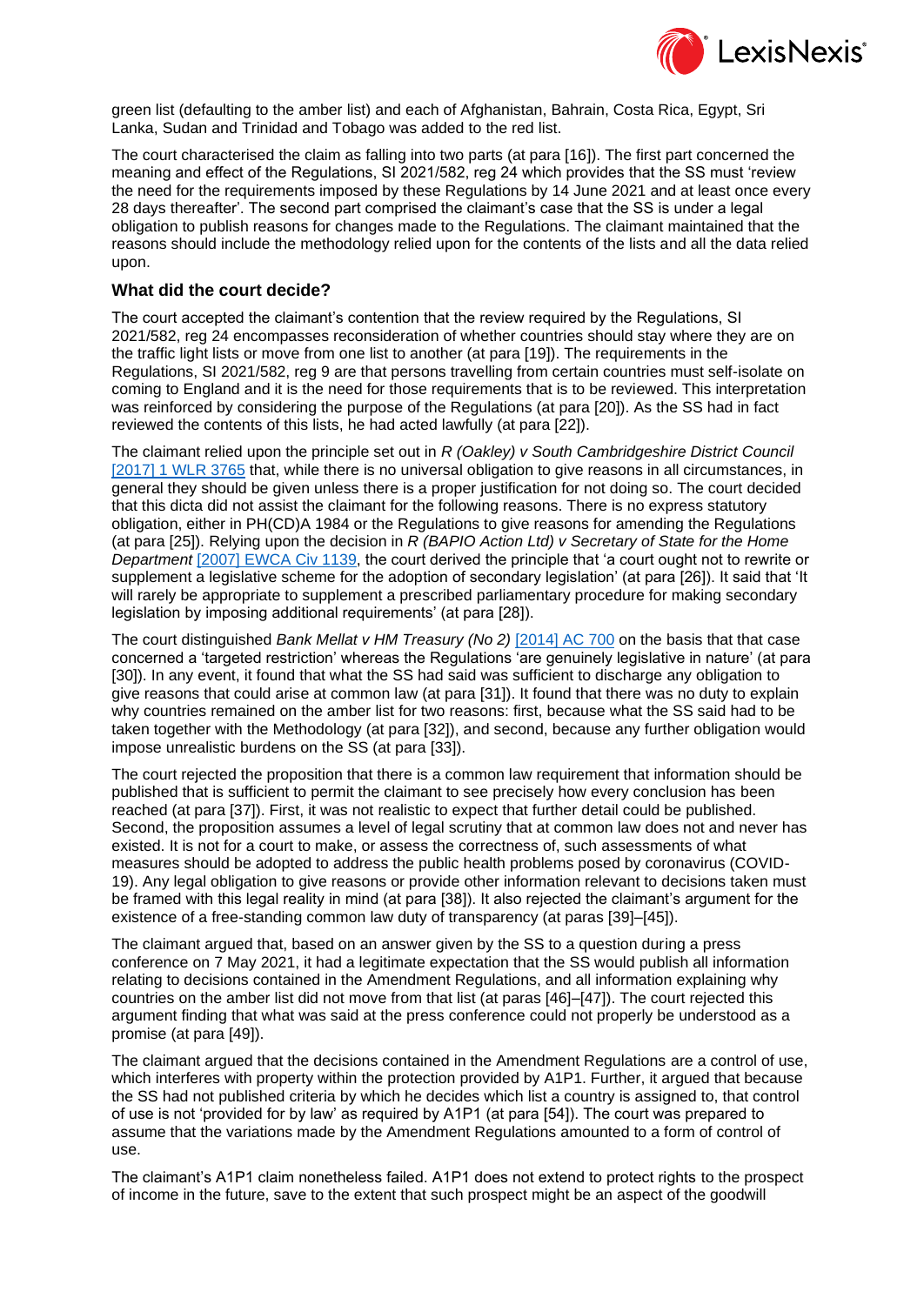green list (defaulting to the amber list) and each of Afghanistan, Bahrain, Costa Rica, Egypt, Sri Lanka, Sudan and Trinidad and Tobago was added to the red list.

The court characterised the claim as falling into two parts (at para [16]). The first part concerned the meaning and effect of the Regulations, SI 2021/582, reg 24 which provides that the SS must 'review the need for the requirements imposed by these Regulations by 14 June 2021 and at least once every 28 days thereafter'. The second part comprised the claimant's case that the SS is under a legal obligation to publish reasons for changes made to the Regulations. The claimant maintained that the reasons should include the methodology relied upon for the contents of the lists and all the data relied upon.

### What did the court decide?

The court accepted the claimant's contention that the review required by the Regulations, SI 2021/582, reg 24 encompasses reconsideration of whether countries should stay where they are on the traffic light lists or move from one list to another (at para [19]). The requirements in the Regulations, SI 2021/582, reg 9 are that persons travelling from certain countries must self-isolate on coming to England and it is the need for those requirements that is to be reviewed. This interpretation was reinforced by considering the purpose of the Regulations (at para [20]). As the SS had in fact reviewed the contents of this lists, he had acted lawfully (at para [22]).

The claimant relied upon the principle set out in *R (Oakley) v South Cambridgeshire District Council* [2017] 1 WLR 3765 that, while there is no universal obligation to give reasons in all circumstances, in general they should be given unless there is a proper justification for not doing so. The court decided that this dicta did not assist the claimant for the following reasons. There is no express statutory obligation, either in PH(CD)A 1984 or the Regulations to give reasons for amending the Regulations (at para [25]). Relying upon the decision in *R (BAPIO Action Ltd) v Secretary of State for the Home Department* [2007] EWCA Civ 1139, the court derived the principle that 'a court ought not to rewrite or supplement a legislative scheme for the adoption of secondary legislation' (at para [26]). It said that 'It will rarely be appropriate to supplement a prescribed parliamentary procedure for making secondary legislation by imposing additional requirements' (at para [28]).

The court distinguished *Bank Mellat v HM Treasury (No 2)* [2014] AC 700 on the basis that that case concerned a 'targeted restriction' whereas the Regulations 'are genuinely legislative in nature' (at para [30]). In any event, it found that what the SS had said was sufficient to discharge any obligation to give reasons that could arise at common law (at para [31]). It found that there was no duty to explain why countries remained on the amber list for two reasons: first, because what the SS said had to be taken together with the Methodology (at para [32]), and second, because any further obligation would impose unrealistic burdens on the SS (at para [33]).

The court rejected the proposition that there is a common law requirement that information should be published that is sufficient to permit the claimant to see precisely how every conclusion has been reached (at para [37]). First, it was not realistic to expect that further detail could be published. Second, the proposition assumes a level of legal scrutiny that at common law does not and never has existed. It is not for a court to make, or assess the correctness of, such assessments of what measures should be adopted to address the public health problems posed by coronavirus (COVID-19). Any legal obligation to give reasons or provide other information relevant to decisions taken must be framed with this legal reality in mind (at para [38]). It also rejected the claimant's argument for the existence of a free-standing common law duty of transparency (at paras [39]–[45]).

The claimant argued that, based on an answer given by the SS to a question during a press conference on 7 May 2021, it had a legitimate expectation that the SS would publish all information relating to decisions contained in the Amendment Regulations, and all information explaining why countries on the amber list did not move from that list (at paras [46]–[47]). The court rejected this argument finding that what was said at the press conference could not properly be understood as a promise (at para [49]).

The claimant argued that the decisions contained in the Amendment Regulations are a control of use, which interferes with property within the protection provided by A1P1. Further, it argued that because the SS had not published criteria by which he decides which list a country is assigned to, that control of use is not 'provided for by law' as required by A1P1 (at para [54]). The court was prepared to assume that the variations made by the Amendment Regulations amounted to a form of control of use.

The claimant's A1P1 claim nonetheless failed. A1P1 does not extend to protect rights to the prospect of income in the future, save to the extent that such prospect might be an aspect of the goodwill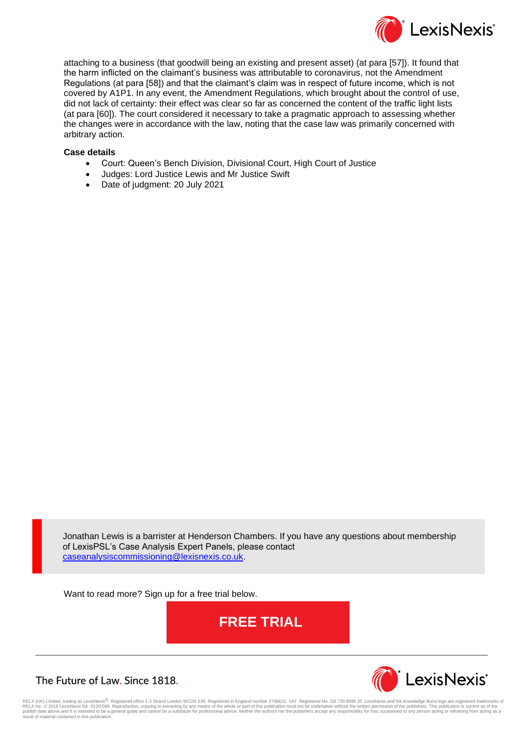attaching to a business (that goodwill being an existing and present asset) (at para [57]). It found that the harm inflicted on the claimant's business was attributable to coronavirus, not the Amendment Regulations (at para [58]) and that the claimant's claim was in respect of future income, which is not covered by A1P1. In any event, the Amendment Regulations, which brought about the control of use, did not lack of certainty: their effect was clear so far as concerned the content of the traffic light lists (at para [60]). The court considered it necessary to take a pragmatic approach to assessing whether the changes were in accordance with the law, noting that the case law was primarily concerned with arbitrary action.

**Case details**

- Court: Queen's Bench Division, Divisional Court, High Court of Justice
- Judges: Lord Justice Lewis and Mr Justice Swift
- Date of judgment: 20 July 2021

Jonathan Lewis is a barrister at Henderson Chambers. If you have any questions about membership of LexisPSL's Case Analysis Expert Panels, please contact caseanalysiscommissioning@lexisnexis.co.uk.

Want to read more? Sign up for a free trial below.

**FREE TRIAL**

The Future of Law. Since 1818.

RELX (UK) Limited, trading as LexisNexis®. Registered office 1-3 Strand London WC2N 5JR. Registered in England number 2746621. VAT Registered No. GB 730 8595 20. LexisNexis and the Knowledge Burst logo are registered trademarks of RELX Inc. © 2018 LexisNexis SA -0120-048. Reproduction, copying or extracting by any means of the whole or part of this publication must not be undertaken without the written permission of the publishers. This publication is current as of the publish date above and it is intended to be a general guide and cannot be a substitute for professional advice. Neither the authors nor the publishers accept any responsibility for loss occasioned to any person acting or refraining from acting as a result of material contained in this publication.